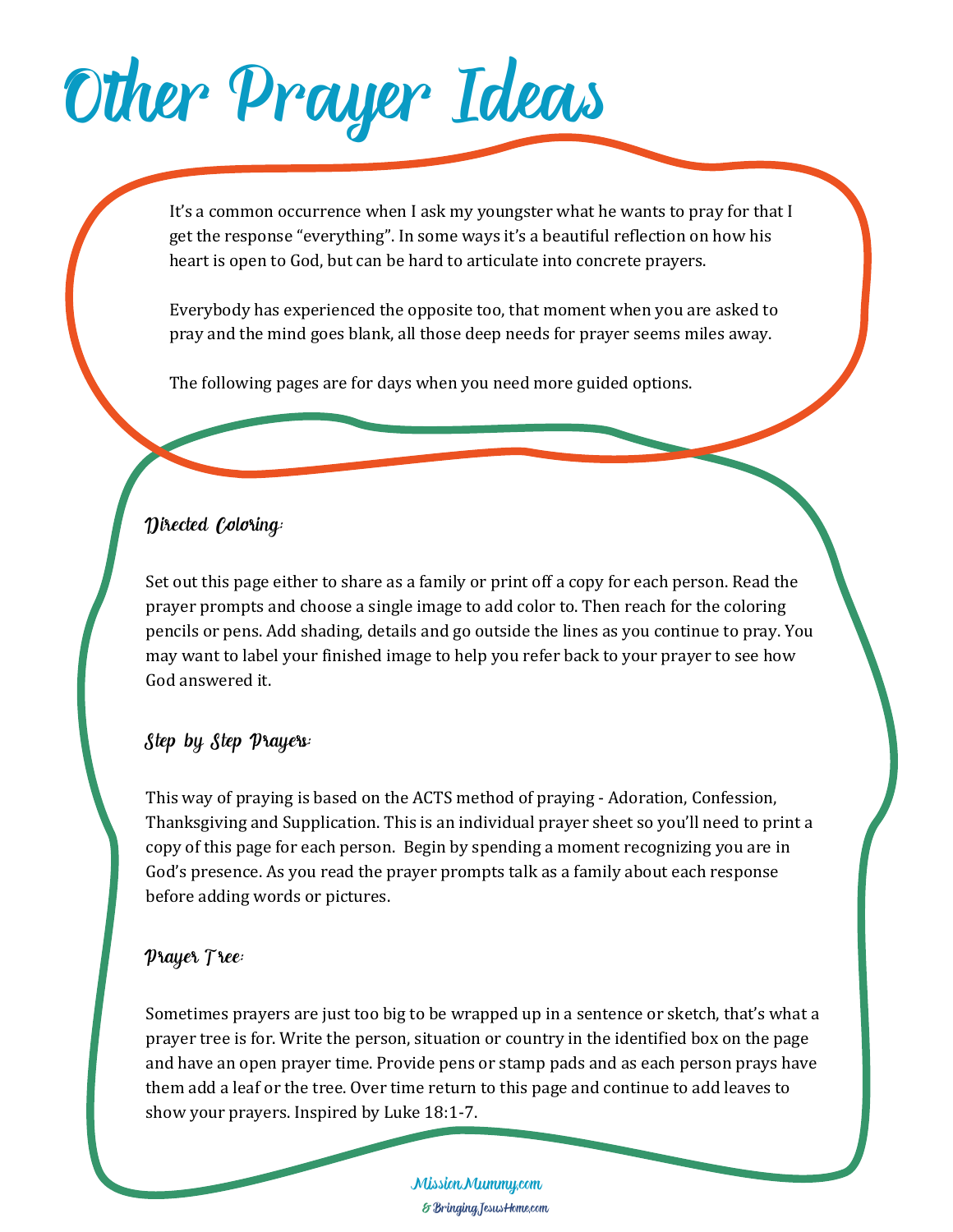# Other Prayer Ideas

It's a common occurrence when I ask my youngster what he wants to pray for that I get the response "everything". In some ways it's a beautiful reflection on how his heart is open to God, but can be hard to articulate into concrete prayers.

Everybody has experienced the opposite too, that moment when you are asked to pray and the mind goes blank, all those deep needs for prayer seems miles away.

The following pages are for days when you need more guided options.

### Directed Coloring:

Set out this page either to share as a family or print off a copy for each person. Read the prayer prompts and choose a single image to add color to. Then reach for the coloring pencils or pens. Add shading, details and go outside the lines as you continue to pray. You may want to label your finished image to help you refer back to your prayer to see how God answered it.

### Step by Step Prayers:

This way of praying is based on the ACTS method of praying - Adoration, Confession, Thanksgiving and Supplication. This is an individual prayer sheet so you'll need to print a copy of this page for each person. Begin by spending a moment recognizing you are in God's presence. As you read the prayer prompts talk as a family about each response before adding words or pictures.

### Prayer Tree:

Sometimes prayers are just too big to be wrapped up in a sentence or sketch, that's what a prayer tree is for. Write the person, situation or country in the identified box on the page and have an open prayer time. Provide pens or stamp pads and as each person prays have them add a leaf or the tree. Over time return to this page and continue to add leaves to show your prayers. Inspired by Luke 18:1-7.

MissionMummy.com
& BringingJesusHome.com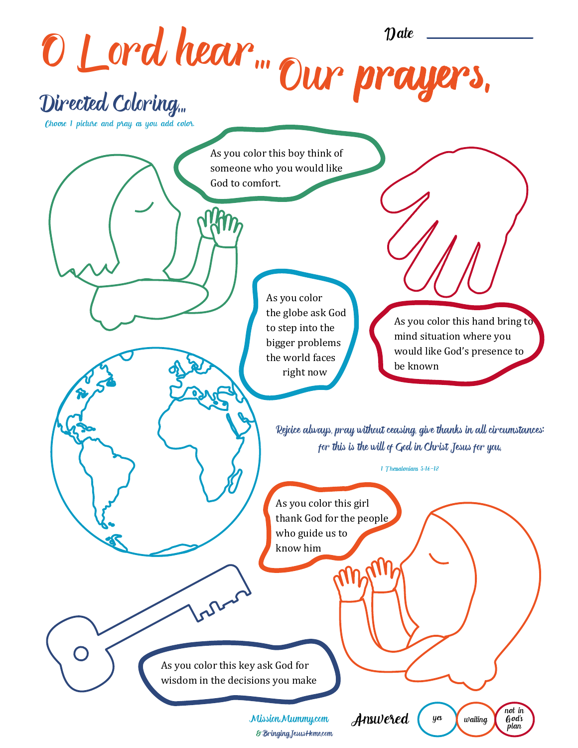# O Lord hear... Our prayers,

Date ___________

## Directed Coloring...

*Choose 1 picture and pray as you add color.*

As you color this boy think of someone who you would like God to comfort.

As you color this hand bring to mind situation where you would like God's presence to be known

As you color the globe ask God to step into the bigger problems the world faces right now

*Rejoice always, pray without ceasing, give thanks in all circumstances; for this is the will of God in Christ Jesus for you.*

*1 Thessalonians 5:16-18*

As you color this girl thank God for the people who guide us to know him

As you color this key ask God for wisdom in the decisions you make

MissionMummy.com
& BringingJesusHome.com

Answered: yes | waiting | not in God's plan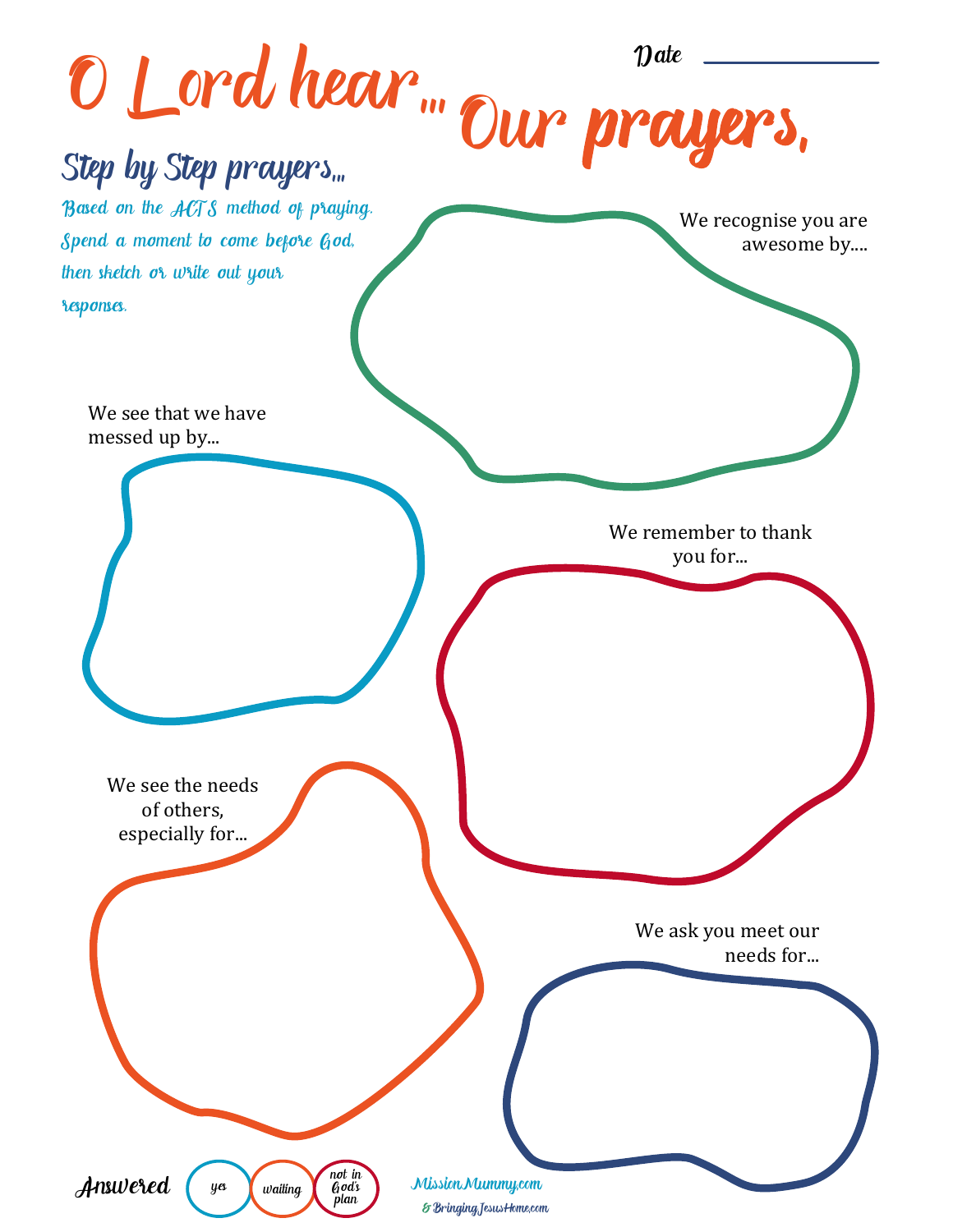# O Lord hear... Our prayers,

Date ____________

## Step by Step prayers...

Based on the ACTS method of praying. Spend a moment to come before God, then sketch or write out your responses.

We recognise you are awesome by....

We see that we have messed up by...

We remember to thank you for...

We see the needs of others, especially for...

We ask you meet our needs for...

Answered: yes | waiting | not in God's plan

MissionMummy.com
& BringingJesusHome.com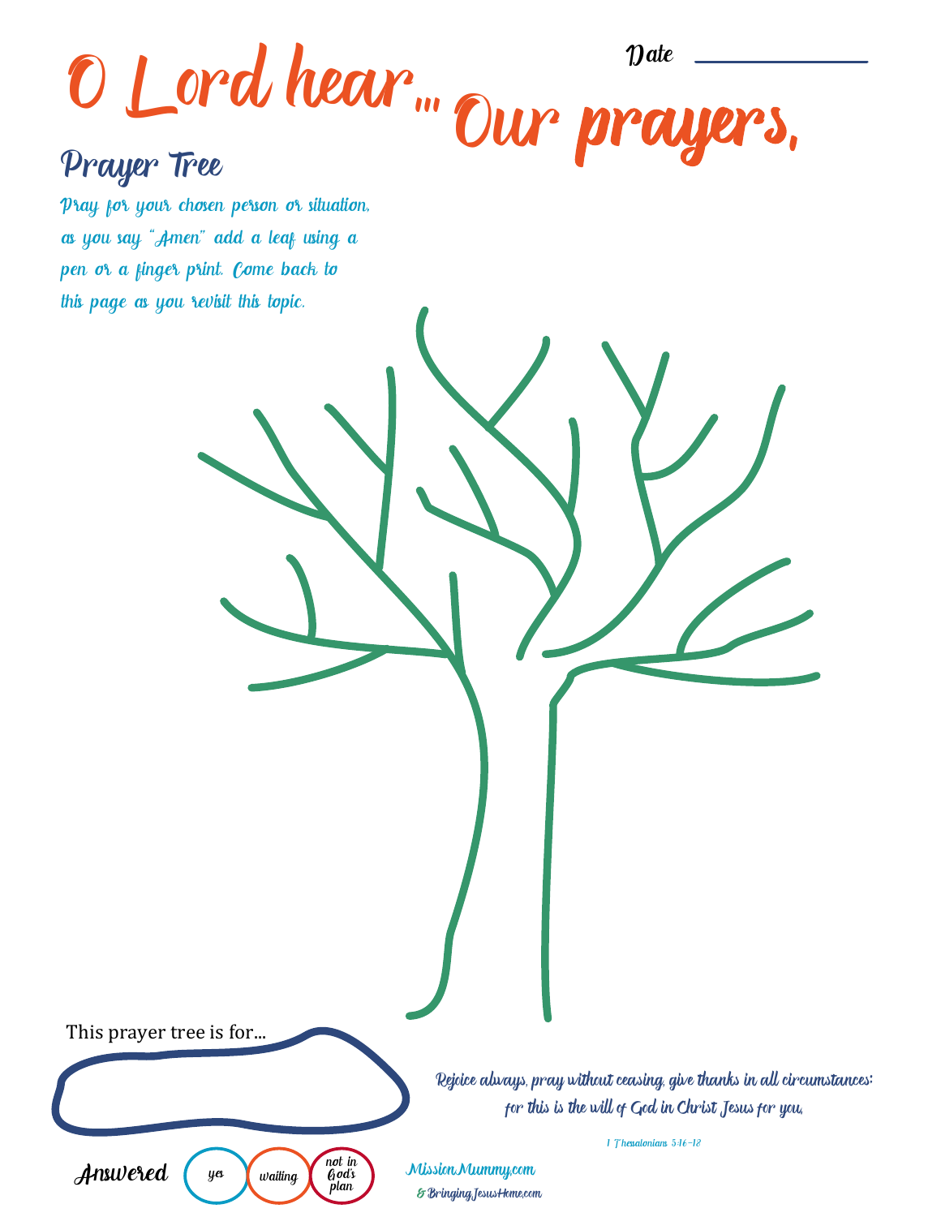# O Lord hear... Our prayers,

Date ____________

## Prayer Tree

Pray for your chosen person or situation, as you say "Amen" add a leaf using a pen or a finger print. Come back to this page as you revisit this topic.

This prayer tree is for...

Answered: yes | waiting | not in God's plan

Rejoice always, pray without ceasing, give thanks in all circumstances; for this is the will of God in Christ Jesus for you.

1 Thessalonians 5:16-18

MissionMummy.com
& BringingJesusHome.com